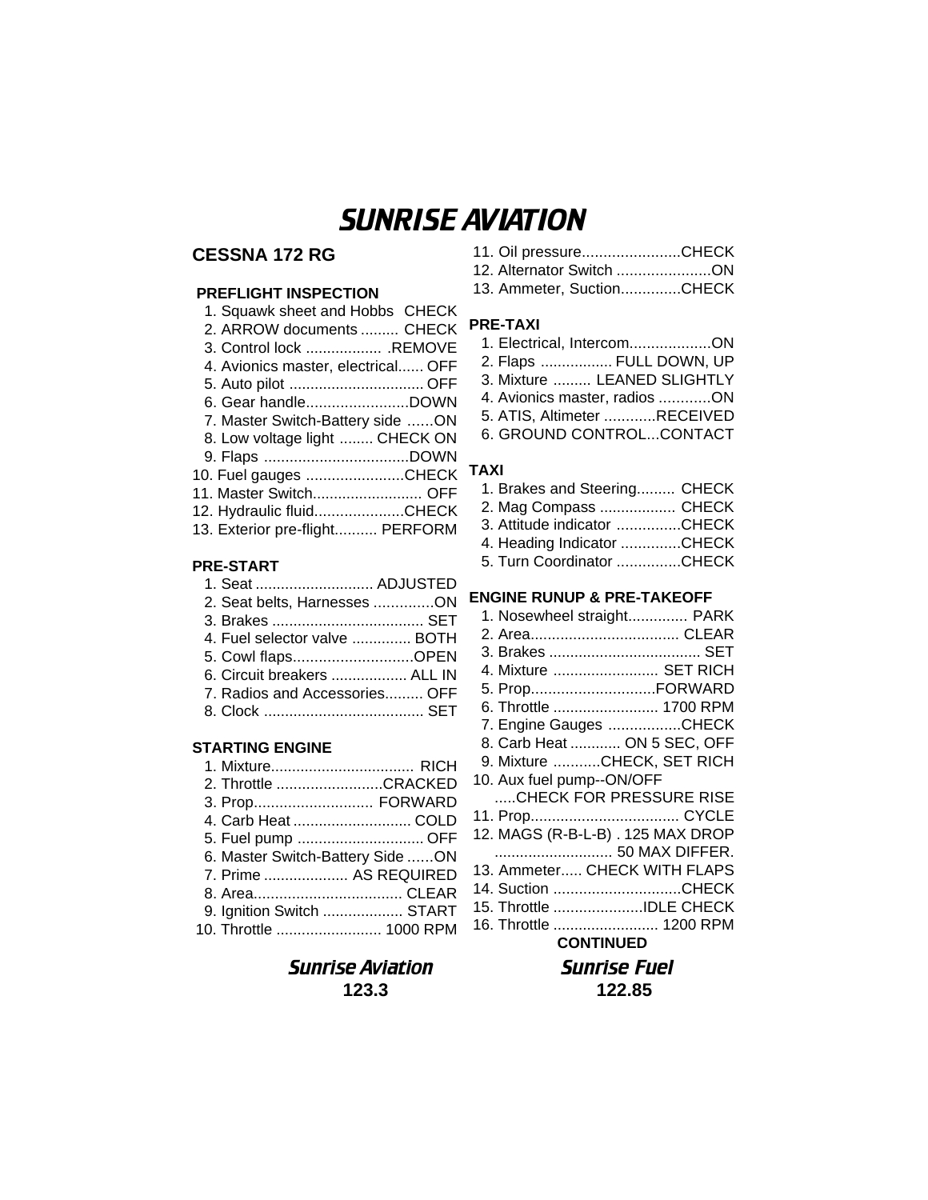# SUNRISE AVIATION

## CESSNA 172 RG

### PREFLIGHT INSPECTION

1. Squawk sheet and Hobbs CHECK
2. ARROW documents ......... CHECK
3. Control lock .................. .REMOVE
4. Avionics master, electrical...... OFF
5. Auto pilot ................................ OFF
6. Gear handle........................DOWN
7. Master Switch-Battery side ......ON
8. Low voltage light ........ CHECK ON
9. Flaps ..................................DOWN
10. Fuel gauges .......................CHECK
11. Master Switch.......................... OFF
12. Hydraulic fluid.....................CHECK
13. Exterior pre-flight.......... PERFORM

### PRE-START

1. Seat ............................ ADJUSTED
2. Seat belts, Harnesses ..............ON
3. Brakes .................................... SET
4. Fuel selector valve .............. BOTH
5. Cowl flaps............................OPEN
6. Circuit breakers .................. ALL IN
7. Radios and Accessories......... OFF
8. Clock ...................................... SET

### STARTING ENGINE

1. Mixture.................................. RICH
2. Throttle .........................CRACKED
3. Prop............................ FORWARD
4. Carb Heat ............................ COLD
5. Fuel pump .............................. OFF
6. Master Switch-Battery Side ......ON
7. Prime .................... AS REQUIRED
8. Area................................... CLEAR
9. Ignition Switch ................... START
10. Throttle ......................... 1000 RPM
11. Oil pressure.......................CHECK
12. Alternator Switch ......................ON
13. Ammeter, Suction.............CHECK

### PRE-TAXI

1. Electrical, Intercom...................ON
2. Flaps ................. FULL DOWN, UP
3. Mixture ......... LEANED SLIGHTLY
4. Avionics master, radios ............ON
5. ATIS, Altimeter ............RECEIVED
6. GROUND CONTROL...CONTACT

### TAXI

1. Brakes and Steering......... CHECK
2. Mag Compass .................. CHECK
3. Attitude indicator ...............CHECK
4. Heading Indicator ..............CHECK
5. Turn Coordinator ...............CHECK

### ENGINE RUNUP & PRE-TAKEOFF

1. Nosewheel straight.............. PARK
2. Area................................... CLEAR
3. Brakes .................................... SET
4. Mixture ......................... SET RICH
5. Prop.............................FORWARD
6. Throttle ......................... 1700 RPM
7. Engine Gauges .................CHECK
8. Carb Heat ............ ON 5 SEC, OFF
9. Mixture ...........CHECK, SET RICH
10. Aux fuel pump--ON/OFF .....CHECK FOR PRESSURE RISE
11. Prop................................... CYCLE
12. MAGS (R-B-L-B) . 125 MAX DROP ............................ 50 MAX DIFFER.
13. Ammeter..... CHECK WITH FLAPS
14. Suction ..............................CHECK
15. Throttle .....................IDLE CHECK
16. Throttle ......................... 1200 RPM

**CONTINUED**

***Sunrise Aviation***
**123.3**

***Sunrise Fuel***
**122.85**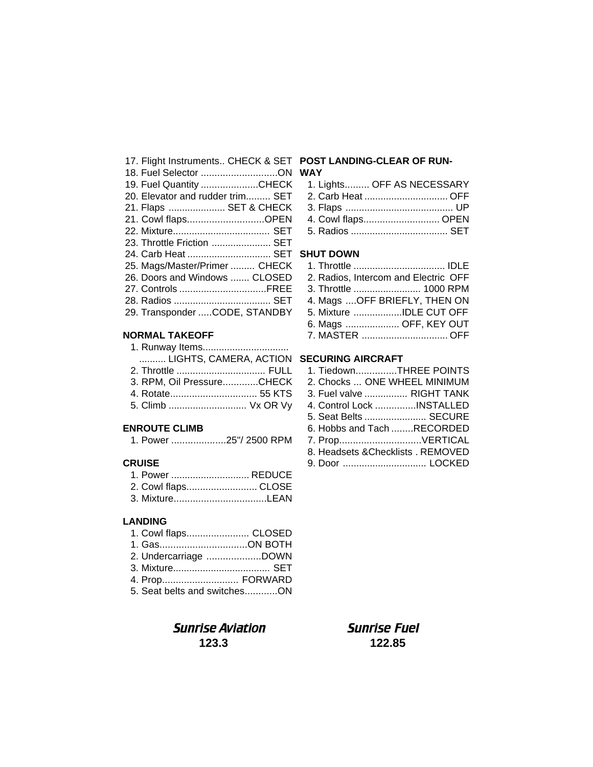17. Flight Instruments.. CHECK & SET
18. Fuel Selector ............................ON
19. Fuel Quantity .....................CHECK
20. Elevator and rudder trim......... SET
21. Flaps ..................... SET & CHECK
21. Cowl flaps............................OPEN
22. Mixture.................................... SET
23. Throttle Friction ...................... SET
24. Carb Heat ............................... SET
25. Mags/Master/Primer ......... CHECK
26. Doors and Windows ....... CLOSED
27. Controls ................................FREE
28. Radios .................................... SET
29. Transponder .....CODE, STANDBY

**NORMAL TAKEOFF**

1. Runway Items................................ .......... LIGHTS, CAMERA, ACTION
2. Throttle ................................. FULL
3. RPM, Oil Pressure.............CHECK
4. Rotate................................ 55 KTS
5. Climb ............................. Vx OR Vy

**ENROUTE CLIMB**

1. Power ....................25"/ 2500 RPM

**CRUISE**

1. Power ............................. REDUCE
2. Cowl flaps.......................... CLOSE
3. Mixture..................................LEAN

**LANDING**

1. Cowl flaps....................... CLOSED
1. Gas................................ON BOTH
2. Undercarriage ....................DOWN
3. Mixture.................................... SET
4. Prop............................ FORWARD
5. Seat belts and switches............ON

**POST LANDING-CLEAR OF RUN-WAY**

1. Lights......... OFF AS NECESSARY
2. Carb Heat ............................... OFF
3. Flaps ........................................ UP
4. Cowl flaps............................ OPEN
5. Radios .................................... SET

**SHUT DOWN**

1. Throttle .................................. IDLE
2. Radios, Intercom and Electric OFF
3. Throttle ......................... 1000 RPM
4. Mags ....OFF BRIEFLY, THEN ON
5. Mixture ..................IDLE CUT OFF
6. Mags .................... OFF, KEY OUT
7. MASTER ................................ OFF

**SECURING AIRCRAFT**

1. Tiedown...............THREE POINTS
2. Chocks ... ONE WHEEL MINIMUM
3. Fuel valve ................ RIGHT TANK
4. Control Lock ...............INSTALLED
5. Seat Belts ....................... SECURE
6. Hobbs and Tach ........RECORDED
7. Prop..............................VERTICAL
8. Headsets &Checklists . REMOVED
9. Door ............................... LOCKED

***Sunrise Aviation***
**123.3**

***Sunrise Fuel***
**122.85**